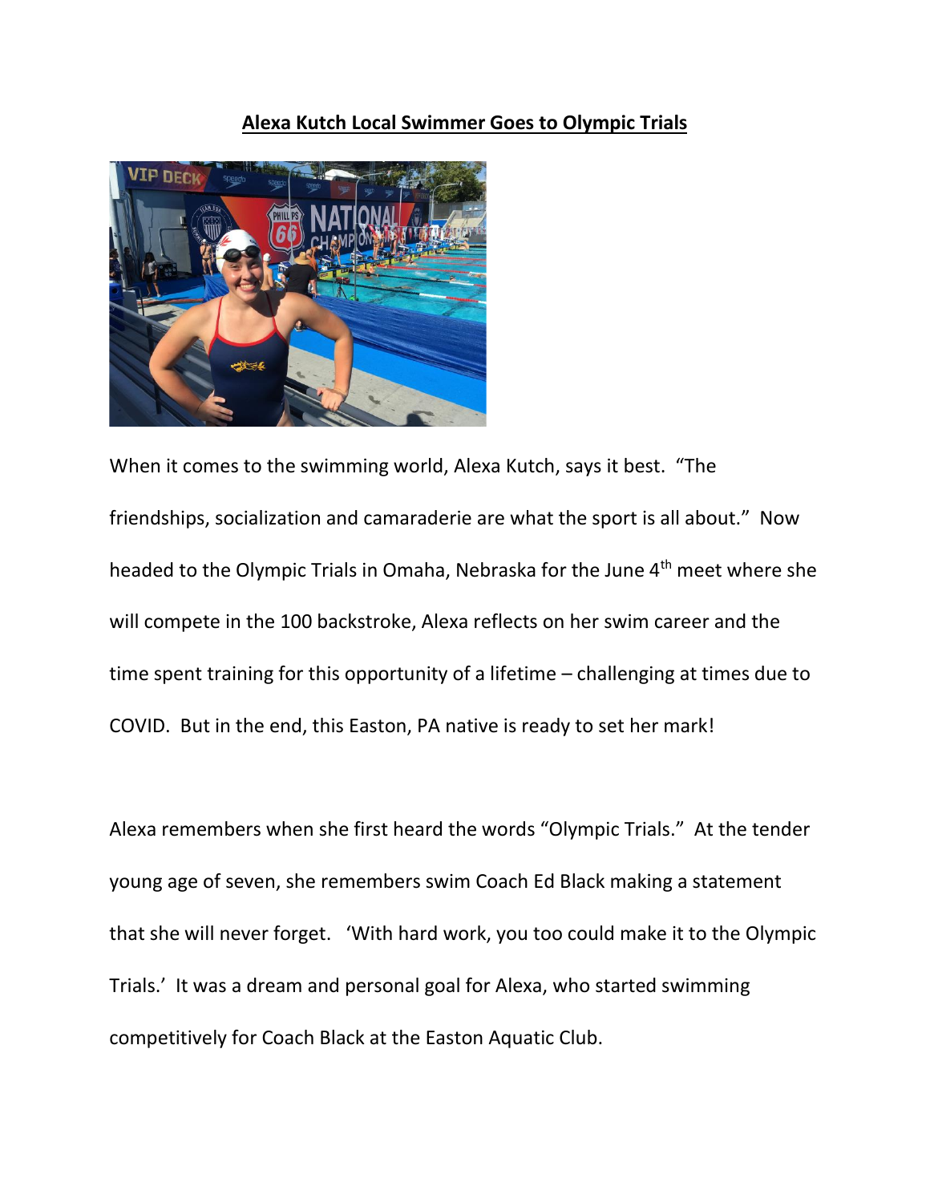**Alexa Kutch Local Swimmer Goes to Olympic Trials**

When it comes to the swimming world, Alexa Kutch, says it best. "The friendships, socialization and camaraderie are what the sport is all about." Now headed to the Olympic Trials in Omaha, Nebraska for the June 4th meet where she will compete in the 100 backstroke, Alexa reflects on her swim career and the time spent training for this opportunity of a lifetime – challenging at times due to COVID. But in the end, this Easton, PA native is ready to set her mark!

Alexa remembers when she first heard the words "Olympic Trials." At the tender young age of seven, she remembers swim Coach Ed Black making a statement that she will never forget. 'With hard work, you too could make it to the Olympic Trials.' It was a dream and personal goal for Alexa, who started swimming competitively for Coach Black at the Easton Aquatic Club.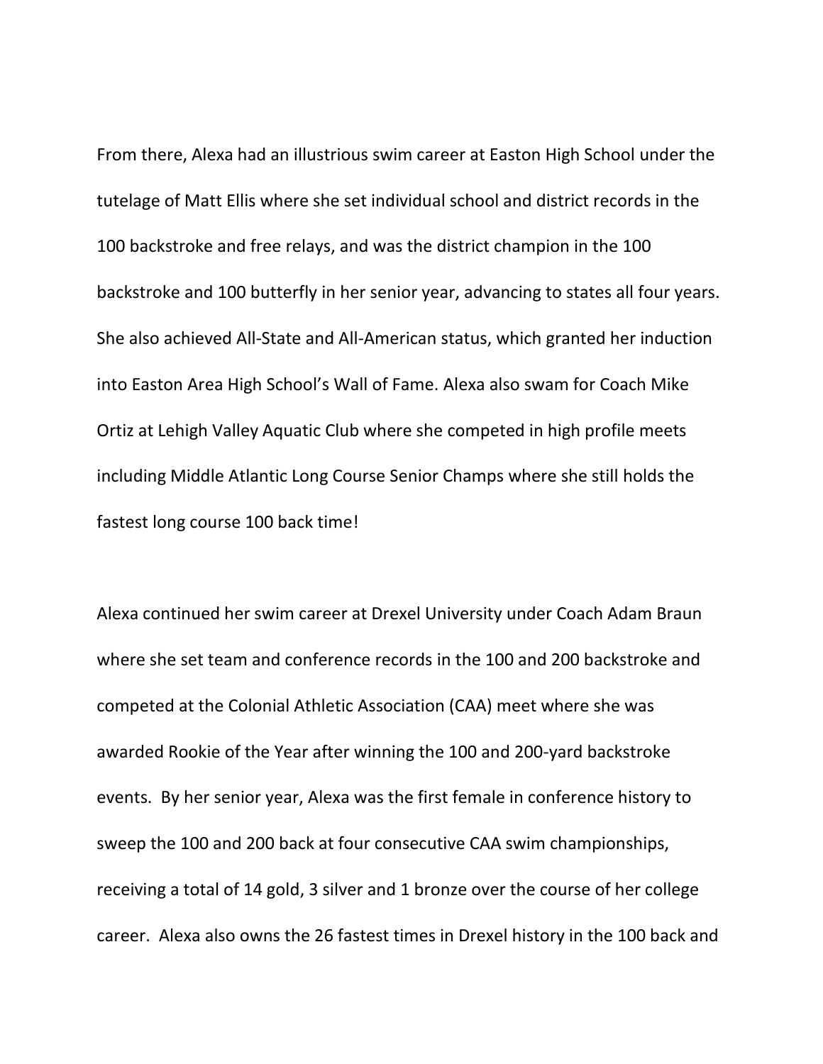From there, Alexa had an illustrious swim career at Easton High School under the tutelage of Matt Ellis where she set individual school and district records in the 100 backstroke and free relays, and was the district champion in the 100 backstroke and 100 butterfly in her senior year, advancing to states all four years. She also achieved All-State and All-American status, which granted her induction into Easton Area High School's Wall of Fame. Alexa also swam for Coach Mike Ortiz at Lehigh Valley Aquatic Club where she competed in high profile meets including Middle Atlantic Long Course Senior Champs where she still holds the fastest long course 100 back time!

Alexa continued her swim career at Drexel University under Coach Adam Braun where she set team and conference records in the 100 and 200 backstroke and competed at the Colonial Athletic Association (CAA) meet where she was awarded Rookie of the Year after winning the 100 and 200-yard backstroke events. By her senior year, Alexa was the first female in conference history to sweep the 100 and 200 back at four consecutive CAA swim championships, receiving a total of 14 gold, 3 silver and 1 bronze over the course of her college career. Alexa also owns the 26 fastest times in Drexel history in the 100 back and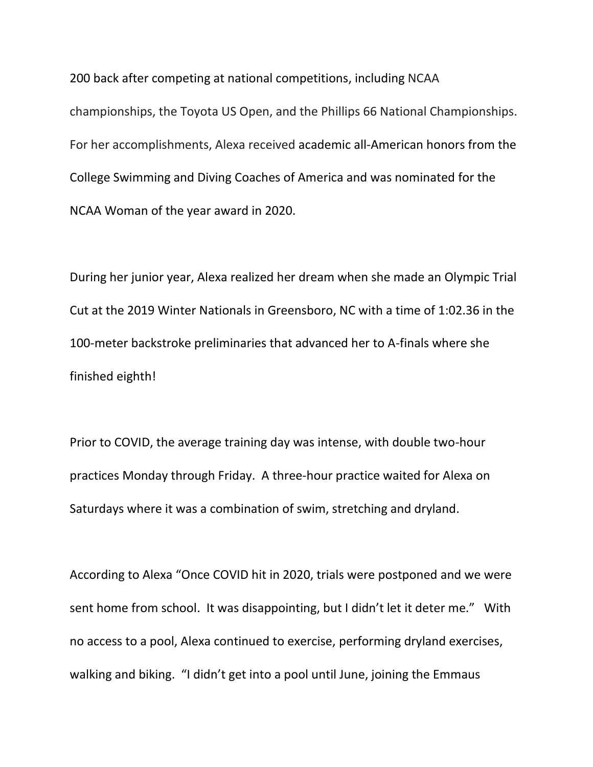200 back after competing at national competitions, including NCAA championships, the Toyota US Open, and the Phillips 66 National Championships. For her accomplishments, Alexa received academic all-American honors from the College Swimming and Diving Coaches of America and was nominated for the NCAA Woman of the year award in 2020.

During her junior year, Alexa realized her dream when she made an Olympic Trial Cut at the 2019 Winter Nationals in Greensboro, NC with a time of 1:02.36 in the 100-meter backstroke preliminaries that advanced her to A-finals where she finished eighth!

Prior to COVID, the average training day was intense, with double two-hour practices Monday through Friday. A three-hour practice waited for Alexa on Saturdays where it was a combination of swim, stretching and dryland.

According to Alexa "Once COVID hit in 2020, trials were postponed and we were sent home from school. It was disappointing, but I didn't let it deter me." With no access to a pool, Alexa continued to exercise, performing dryland exercises, walking and biking. "I didn't get into a pool until June, joining the Emmaus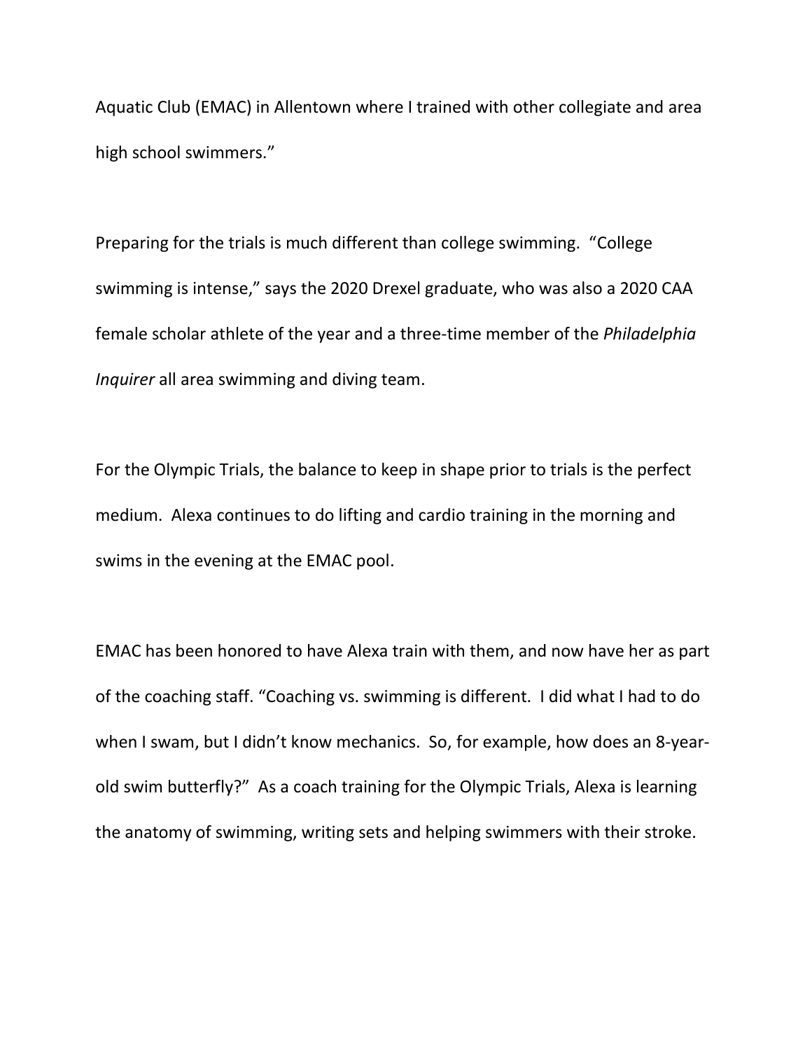Aquatic Club (EMAC) in Allentown where I trained with other collegiate and area high school swimmers."

Preparing for the trials is much different than college swimming. "College swimming is intense," says the 2020 Drexel graduate, who was also a 2020 CAA female scholar athlete of the year and a three-time member of the *Philadelphia Inquirer* all area swimming and diving team.

For the Olympic Trials, the balance to keep in shape prior to trials is the perfect medium. Alexa continues to do lifting and cardio training in the morning and swims in the evening at the EMAC pool.

EMAC has been honored to have Alexa train with them, and now have her as part of the coaching staff. "Coaching vs. swimming is different. I did what I had to do when I swam, but I didn't know mechanics. So, for example, how does an 8-year-old swim butterfly?" As a coach training for the Olympic Trials, Alexa is learning the anatomy of swimming, writing sets and helping swimmers with their stroke.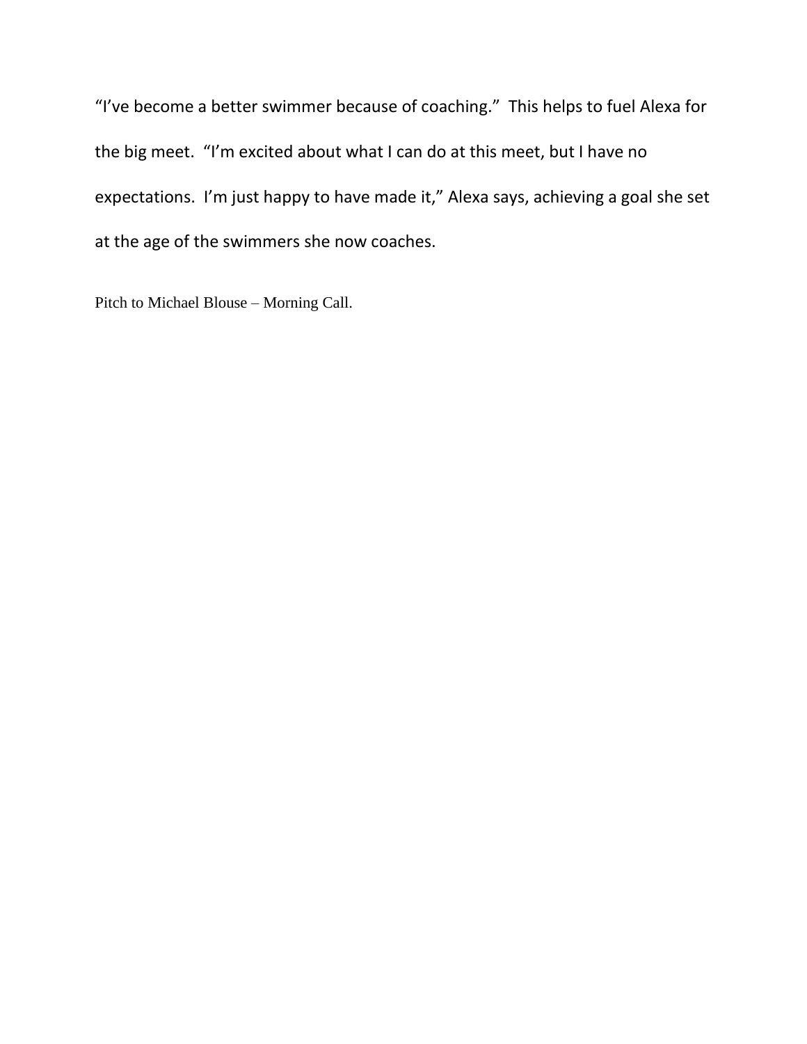"I've become a better swimmer because of coaching." This helps to fuel Alexa for the big meet. "I'm excited about what I can do at this meet, but I have no expectations. I'm just happy to have made it," Alexa says, achieving a goal she set at the age of the swimmers she now coaches.

Pitch to Michael Blouse – Morning Call.